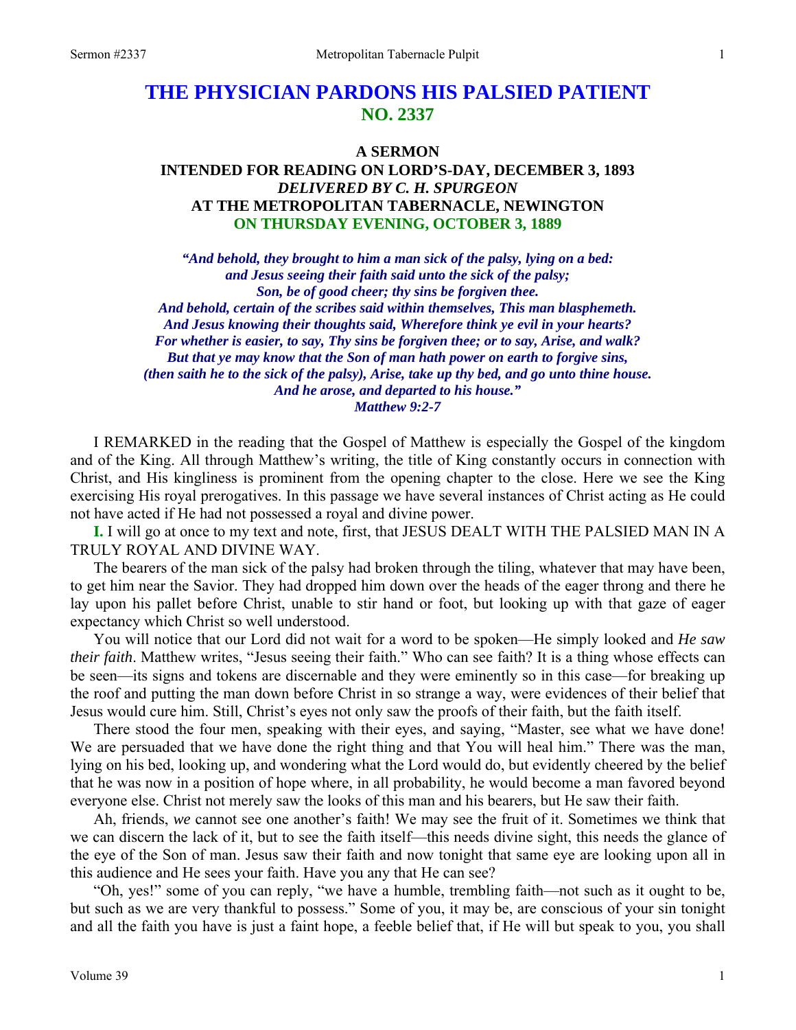# THE PHYSICIAN PARDONS HIS PALSIED PATIENT
## NO. 2337

### A SERMON
### INTENDED FOR READING ON LORD'S-DAY, DECEMBER 3, 1893
### *DELIVERED BY C. H. SPURGEON*
### AT THE METROPOLITAN TABERNACLE, NEWINGTON
### ON THURSDAY EVENING, OCTOBER 3, 1889

*"And behold, they brought to him a man sick of the palsy, lying on a bed: and Jesus seeing their faith said unto the sick of the palsy; Son, be of good cheer; thy sins be forgiven thee. And behold, certain of the scribes said within themselves, This man blasphemeth. And Jesus knowing their thoughts said, Wherefore think ye evil in your hearts? For whether is easier, to say, Thy sins be forgiven thee; or to say, Arise, and walk? But that ye may know that the Son of man hath power on earth to forgive sins, (then saith he to the sick of the palsy), Arise, take up thy bed, and go unto thine house. And he arose, and departed to his house." Matthew 9:2-7*

I REMARKED in the reading that the Gospel of Matthew is especially the Gospel of the kingdom and of the King. All through Matthew's writing, the title of King constantly occurs in connection with Christ, and His kingliness is prominent from the opening chapter to the close. Here we see the King exercising His royal prerogatives. In this passage we have several instances of Christ acting as He could not have acted if He had not possessed a royal and divine power.

**I.** I will go at once to my text and note, first, that JESUS DEALT WITH THE PALSIED MAN IN A TRULY ROYAL AND DIVINE WAY.

The bearers of the man sick of the palsy had broken through the tiling, whatever that may have been, to get him near the Savior. They had dropped him down over the heads of the eager throng and there he lay upon his pallet before Christ, unable to stir hand or foot, but looking up with that gaze of eager expectancy which Christ so well understood.

You will notice that our Lord did not wait for a word to be spoken—He simply looked and *He saw their faith*. Matthew writes, "Jesus seeing their faith." Who can see faith? It is a thing whose effects can be seen—its signs and tokens are discernable and they were eminently so in this case—for breaking up the roof and putting the man down before Christ in so strange a way, were evidences of their belief that Jesus would cure him. Still, Christ's eyes not only saw the proofs of their faith, but the faith itself.

There stood the four men, speaking with their eyes, and saying, "Master, see what we have done! We are persuaded that we have done the right thing and that You will heal him." There was the man, lying on his bed, looking up, and wondering what the Lord would do, but evidently cheered by the belief that he was now in a position of hope where, in all probability, he would become a man favored beyond everyone else. Christ not merely saw the looks of this man and his bearers, but He saw their faith.

Ah, friends, *we* cannot see one another's faith! We may see the fruit of it. Sometimes we think that we can discern the lack of it, but to see the faith itself—this needs divine sight, this needs the glance of the eye of the Son of man. Jesus saw their faith and now tonight that same eye are looking upon all in this audience and He sees your faith. Have you any that He can see?

"Oh, yes!" some of you can reply, "we have a humble, trembling faith—not such as it ought to be, but such as we are very thankful to possess." Some of you, it may be, are conscious of your sin tonight and all the faith you have is just a faint hope, a feeble belief that, if He will but speak to you, you shall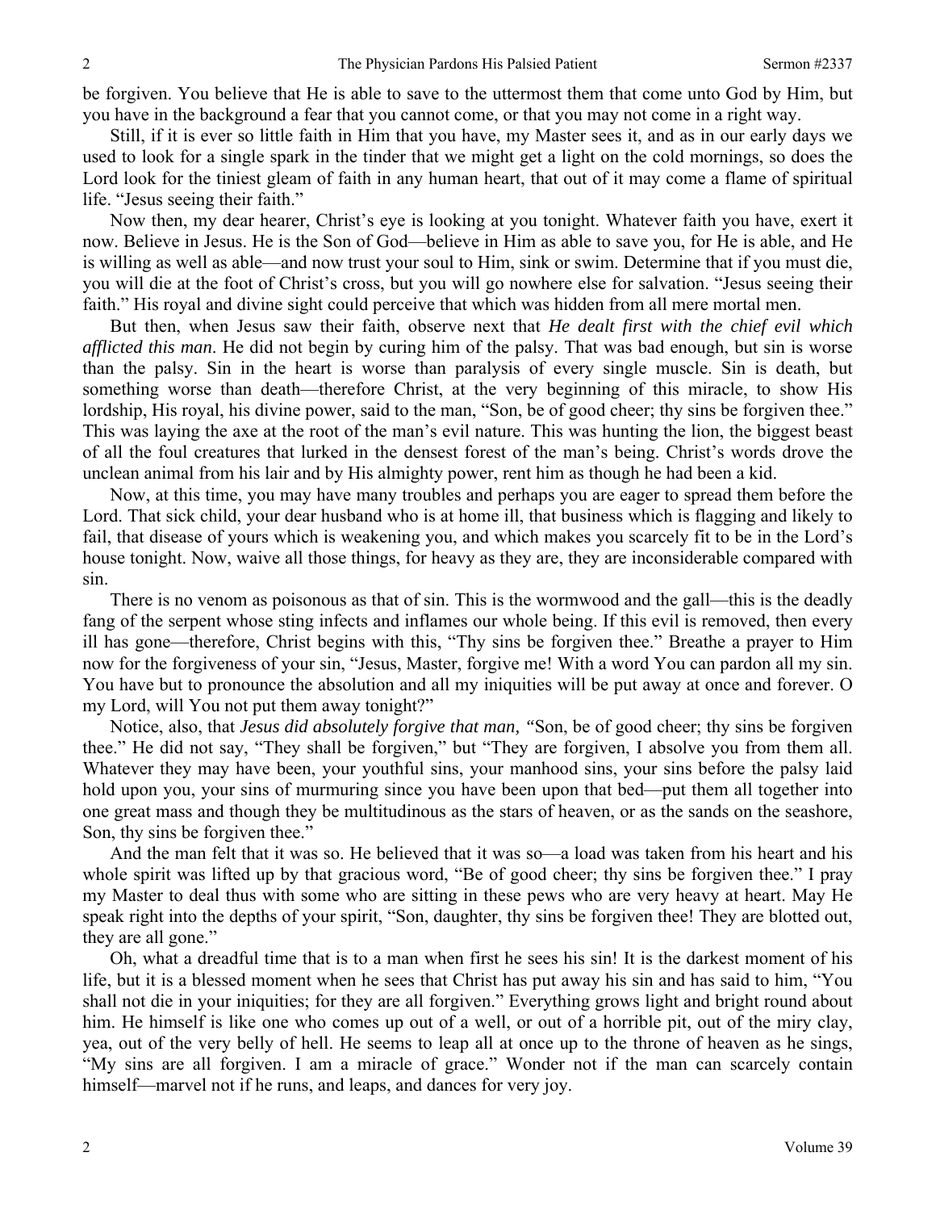be forgiven. You believe that He is able to save to the uttermost them that come unto God by Him, but you have in the background a fear that you cannot come, or that you may not come in a right way.

Still, if it is ever so little faith in Him that you have, my Master sees it, and as in our early days we used to look for a single spark in the tinder that we might get a light on the cold mornings, so does the Lord look for the tiniest gleam of faith in any human heart, that out of it may come a flame of spiritual life. "Jesus seeing their faith."

Now then, my dear hearer, Christ's eye is looking at you tonight. Whatever faith you have, exert it now. Believe in Jesus. He is the Son of God—believe in Him as able to save you, for He is able, and He is willing as well as able—and now trust your soul to Him, sink or swim. Determine that if you must die, you will die at the foot of Christ's cross, but you will go nowhere else for salvation. "Jesus seeing their faith." His royal and divine sight could perceive that which was hidden from all mere mortal men.

But then, when Jesus saw their faith, observe next that *He dealt first with the chief evil which afflicted this man*. He did not begin by curing him of the palsy. That was bad enough, but sin is worse than the palsy. Sin in the heart is worse than paralysis of every single muscle. Sin is death, but something worse than death—therefore Christ, at the very beginning of this miracle, to show His lordship, His royal, his divine power, said to the man, "Son, be of good cheer; thy sins be forgiven thee." This was laying the axe at the root of the man's evil nature. This was hunting the lion, the biggest beast of all the foul creatures that lurked in the densest forest of the man's being. Christ's words drove the unclean animal from his lair and by His almighty power, rent him as though he had been a kid.

Now, at this time, you may have many troubles and perhaps you are eager to spread them before the Lord. That sick child, your dear husband who is at home ill, that business which is flagging and likely to fail, that disease of yours which is weakening you, and which makes you scarcely fit to be in the Lord's house tonight. Now, waive all those things, for heavy as they are, they are inconsiderable compared with sin.

There is no venom as poisonous as that of sin. This is the wormwood and the gall—this is the deadly fang of the serpent whose sting infects and inflames our whole being. If this evil is removed, then every ill has gone—therefore, Christ begins with this, "Thy sins be forgiven thee." Breathe a prayer to Him now for the forgiveness of your sin, "Jesus, Master, forgive me! With a word You can pardon all my sin. You have but to pronounce the absolution and all my iniquities will be put away at once and forever. O my Lord, will You not put them away tonight?"

Notice, also, that *Jesus did absolutely forgive that man, "*Son, be of good cheer; thy sins be forgiven thee." He did not say, "They shall be forgiven," but "They are forgiven, I absolve you from them all. Whatever they may have been, your youthful sins, your manhood sins, your sins before the palsy laid hold upon you, your sins of murmuring since you have been upon that bed—put them all together into one great mass and though they be multitudinous as the stars of heaven, or as the sands on the seashore, Son, thy sins be forgiven thee."

And the man felt that it was so. He believed that it was so—a load was taken from his heart and his whole spirit was lifted up by that gracious word, "Be of good cheer; thy sins be forgiven thee." I pray my Master to deal thus with some who are sitting in these pews who are very heavy at heart. May He speak right into the depths of your spirit, "Son, daughter, thy sins be forgiven thee! They are blotted out, they are all gone."

Oh, what a dreadful time that is to a man when first he sees his sin! It is the darkest moment of his life, but it is a blessed moment when he sees that Christ has put away his sin and has said to him, "You shall not die in your iniquities; for they are all forgiven." Everything grows light and bright round about him. He himself is like one who comes up out of a well, or out of a horrible pit, out of the miry clay, yea, out of the very belly of hell. He seems to leap all at once up to the throne of heaven as he sings, "My sins are all forgiven. I am a miracle of grace." Wonder not if the man can scarcely contain himself—marvel not if he runs, and leaps, and dances for very joy.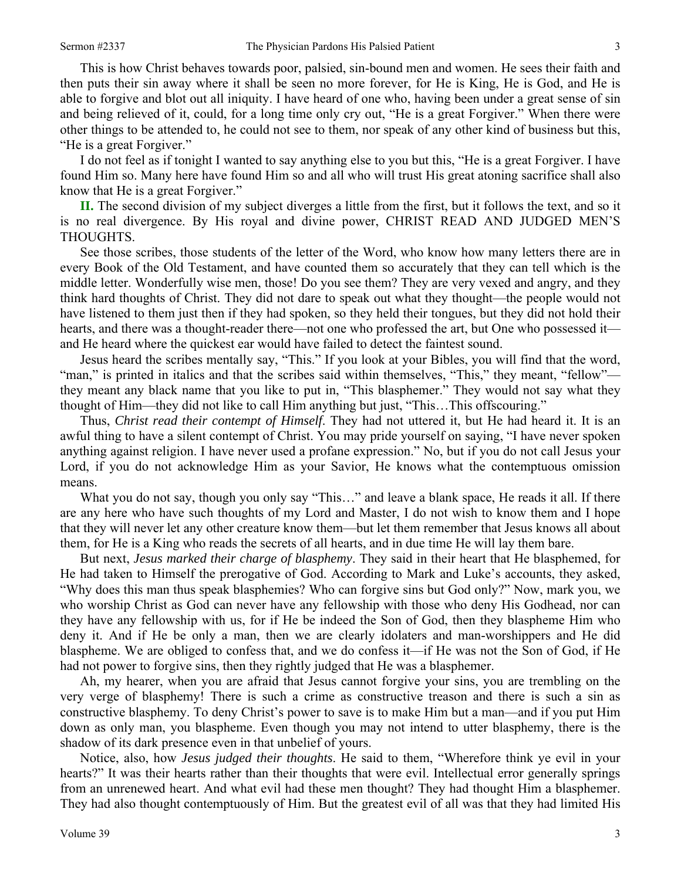This is how Christ behaves towards poor, palsied, sin-bound men and women. He sees their faith and then puts their sin away where it shall be seen no more forever, for He is King, He is God, and He is able to forgive and blot out all iniquity. I have heard of one who, having been under a great sense of sin and being relieved of it, could, for a long time only cry out, "He is a great Forgiver." When there were other things to be attended to, he could not see to them, nor speak of any other kind of business but this, "He is a great Forgiver."

I do not feel as if tonight I wanted to say anything else to you but this, "He is a great Forgiver. I have found Him so. Many here have found Him so and all who will trust His great atoning sacrifice shall also know that He is a great Forgiver."

**II.** The second division of my subject diverges a little from the first, but it follows the text, and so it is no real divergence. By His royal and divine power, CHRIST READ AND JUDGED MEN'S THOUGHTS.

See those scribes, those students of the letter of the Word, who know how many letters there are in every Book of the Old Testament, and have counted them so accurately that they can tell which is the middle letter. Wonderfully wise men, those! Do you see them? They are very vexed and angry, and they think hard thoughts of Christ. They did not dare to speak out what they thought—the people would not have listened to them just then if they had spoken, so they held their tongues, but they did not hold their hearts, and there was a thought-reader there—not one who professed the art, but One who possessed it—and He heard where the quickest ear would have failed to detect the faintest sound.

Jesus heard the scribes mentally say, "This." If you look at your Bibles, you will find that the word, "man," is printed in italics and that the scribes said within themselves, "This," they meant, "fellow"—they meant any black name that you like to put in, "This blasphemer." They would not say what they thought of Him—they did not like to call Him anything but just, "This…This offscouring."

Thus, *Christ read their contempt of Himself*. They had not uttered it, but He had heard it. It is an awful thing to have a silent contempt of Christ. You may pride yourself on saying, "I have never spoken anything against religion. I have never used a profane expression." No, but if you do not call Jesus your Lord, if you do not acknowledge Him as your Savior, He knows what the contemptuous omission means.

What you do not say, though you only say "This…" and leave a blank space, He reads it all. If there are any here who have such thoughts of my Lord and Master, I do not wish to know them and I hope that they will never let any other creature know them—but let them remember that Jesus knows all about them, for He is a King who reads the secrets of all hearts, and in due time He will lay them bare.

But next, *Jesus marked their charge of blasphemy*. They said in their heart that He blasphemed, for He had taken to Himself the prerogative of God. According to Mark and Luke's accounts, they asked, "Why does this man thus speak blasphemies? Who can forgive sins but God only?" Now, mark you, we who worship Christ as God can never have any fellowship with those who deny His Godhead, nor can they have any fellowship with us, for if He be indeed the Son of God, then they blaspheme Him who deny it. And if He be only a man, then we are clearly idolaters and man-worshippers and He did blaspheme. We are obliged to confess that, and we do confess it—if He was not the Son of God, if He had not power to forgive sins, then they rightly judged that He was a blasphemer.

Ah, my hearer, when you are afraid that Jesus cannot forgive your sins, you are trembling on the very verge of blasphemy! There is such a crime as constructive treason and there is such a sin as constructive blasphemy. To deny Christ's power to save is to make Him but a man—and if you put Him down as only man, you blaspheme. Even though you may not intend to utter blasphemy, there is the shadow of its dark presence even in that unbelief of yours.

Notice, also, how *Jesus judged their thoughts*. He said to them, "Wherefore think ye evil in your hearts?" It was their hearts rather than their thoughts that were evil. Intellectual error generally springs from an unrenewed heart. And what evil had these men thought? They had thought Him a blasphemer. They had also thought contemptuously of Him. But the greatest evil of all was that they had limited His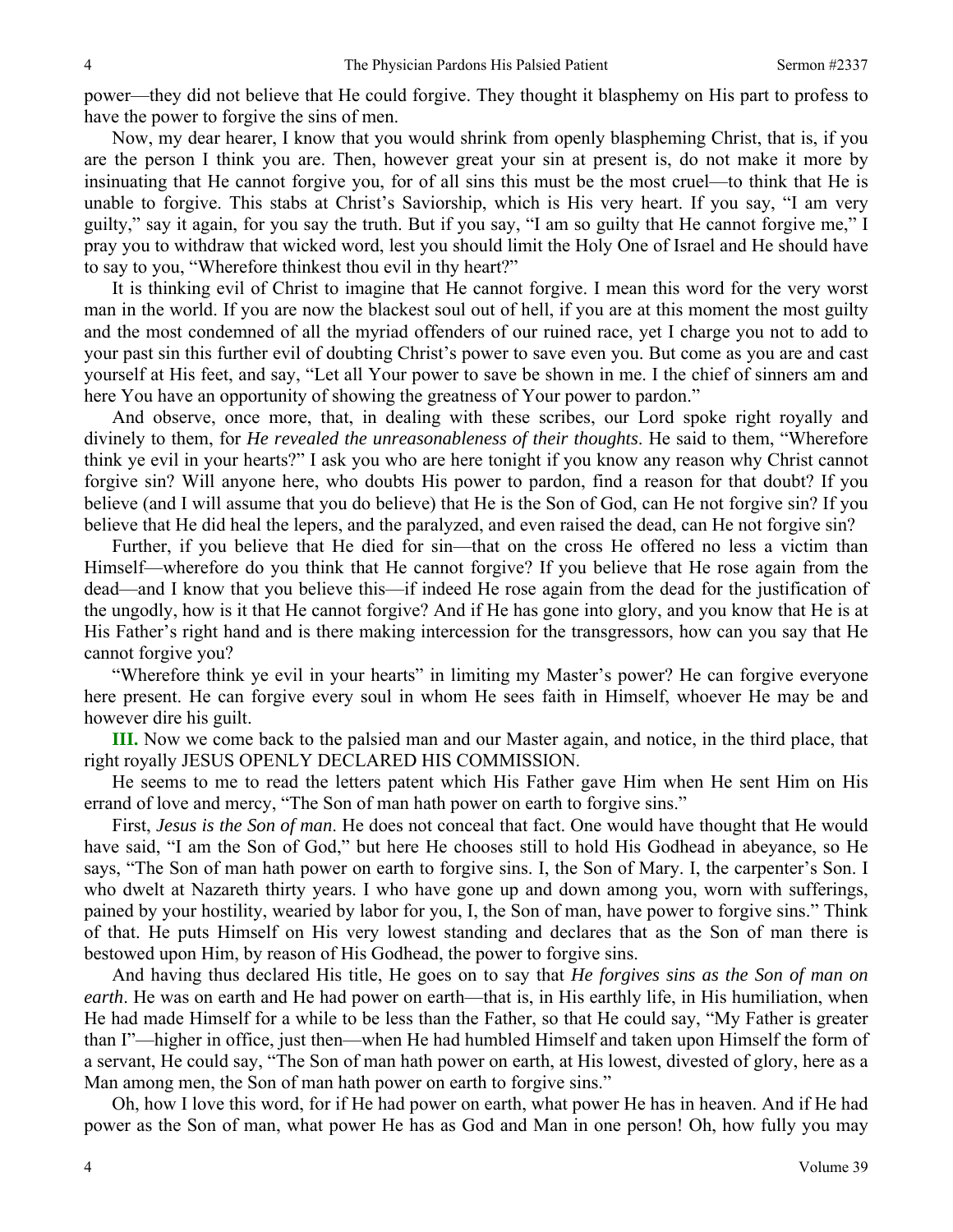power—they did not believe that He could forgive. They thought it blasphemy on His part to profess to have the power to forgive the sins of men.

Now, my dear hearer, I know that you would shrink from openly blaspheming Christ, that is, if you are the person I think you are. Then, however great your sin at present is, do not make it more by insinuating that He cannot forgive you, for of all sins this must be the most cruel—to think that He is unable to forgive. This stabs at Christ's Saviorship, which is His very heart. If you say, "I am very guilty," say it again, for you say the truth. But if you say, "I am so guilty that He cannot forgive me," I pray you to withdraw that wicked word, lest you should limit the Holy One of Israel and He should have to say to you, "Wherefore thinkest thou evil in thy heart?"

It is thinking evil of Christ to imagine that He cannot forgive. I mean this word for the very worst man in the world. If you are now the blackest soul out of hell, if you are at this moment the most guilty and the most condemned of all the myriad offenders of our ruined race, yet I charge you not to add to your past sin this further evil of doubting Christ's power to save even you. But come as you are and cast yourself at His feet, and say, "Let all Your power to save be shown in me. I the chief of sinners am and here You have an opportunity of showing the greatness of Your power to pardon."

And observe, once more, that, in dealing with these scribes, our Lord spoke right royally and divinely to them, for *He revealed the unreasonableness of their thoughts*. He said to them, "Wherefore think ye evil in your hearts?" I ask you who are here tonight if you know any reason why Christ cannot forgive sin? Will anyone here, who doubts His power to pardon, find a reason for that doubt? If you believe (and I will assume that you do believe) that He is the Son of God, can He not forgive sin? If you believe that He did heal the lepers, and the paralyzed, and even raised the dead, can He not forgive sin?

Further, if you believe that He died for sin—that on the cross He offered no less a victim than Himself—wherefore do you think that He cannot forgive? If you believe that He rose again from the dead—and I know that you believe this—if indeed He rose again from the dead for the justification of the ungodly, how is it that He cannot forgive? And if He has gone into glory, and you know that He is at His Father's right hand and is there making intercession for the transgressors, how can you say that He cannot forgive you?

"Wherefore think ye evil in your hearts" in limiting my Master's power? He can forgive everyone here present. He can forgive every soul in whom He sees faith in Himself, whoever He may be and however dire his guilt.

**III.** Now we come back to the palsied man and our Master again, and notice, in the third place, that right royally JESUS OPENLY DECLARED HIS COMMISSION.

He seems to me to read the letters patent which His Father gave Him when He sent Him on His errand of love and mercy, "The Son of man hath power on earth to forgive sins."

First, *Jesus is the Son of man*. He does not conceal that fact. One would have thought that He would have said, "I am the Son of God," but here He chooses still to hold His Godhead in abeyance, so He says, "The Son of man hath power on earth to forgive sins. I, the Son of Mary. I, the carpenter's Son. I who dwelt at Nazareth thirty years. I who have gone up and down among you, worn with sufferings, pained by your hostility, wearied by labor for you, I, the Son of man, have power to forgive sins." Think of that. He puts Himself on His very lowest standing and declares that as the Son of man there is bestowed upon Him, by reason of His Godhead, the power to forgive sins.

And having thus declared His title, He goes on to say that *He forgives sins as the Son of man on earth*. He was on earth and He had power on earth—that is, in His earthly life, in His humiliation, when He had made Himself for a while to be less than the Father, so that He could say, "My Father is greater than I"—higher in office, just then—when He had humbled Himself and taken upon Himself the form of a servant, He could say, "The Son of man hath power on earth, at His lowest, divested of glory, here as a Man among men, the Son of man hath power on earth to forgive sins."

Oh, how I love this word, for if He had power on earth, what power He has in heaven. And if He had power as the Son of man, what power He has as God and Man in one person! Oh, how fully you may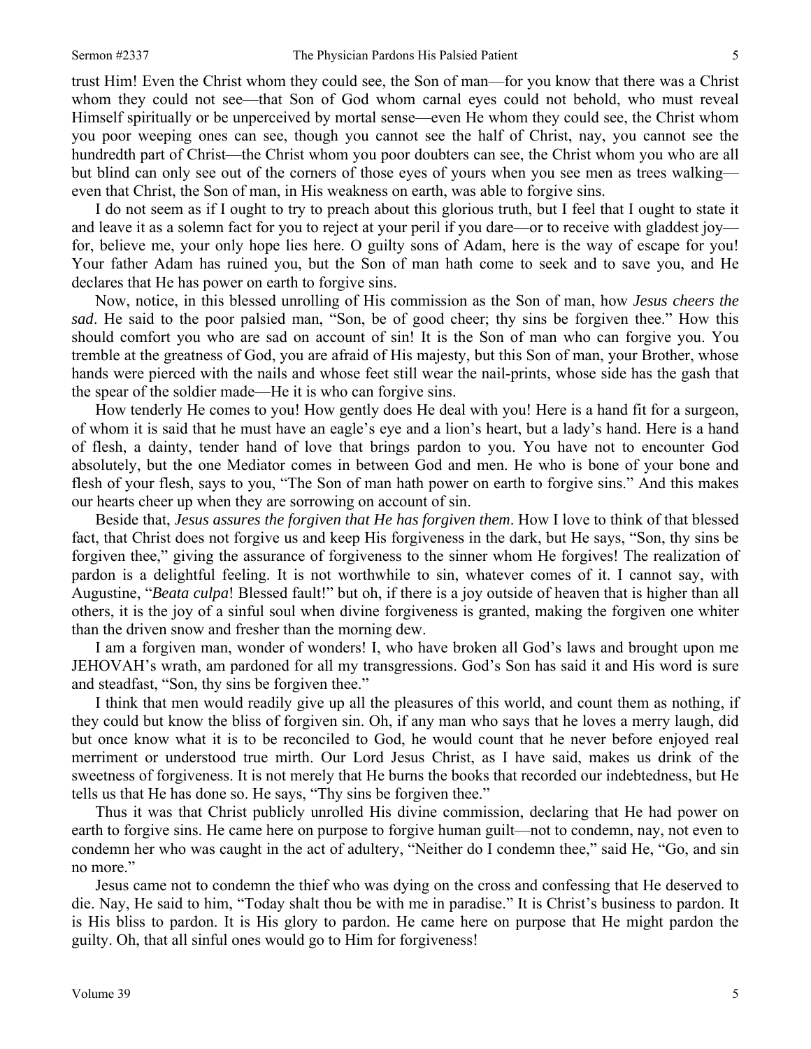trust Him! Even the Christ whom they could see, the Son of man—for you know that there was a Christ whom they could not see—that Son of God whom carnal eyes could not behold, who must reveal Himself spiritually or be unperceived by mortal sense—even He whom they could see, the Christ whom you poor weeping ones can see, though you cannot see the half of Christ, nay, you cannot see the hundredth part of Christ—the Christ whom you poor doubters can see, the Christ whom you who are all but blind can only see out of the corners of those eyes of yours when you see men as trees walking—even that Christ, the Son of man, in His weakness on earth, was able to forgive sins.

I do not seem as if I ought to try to preach about this glorious truth, but I feel that I ought to state it and leave it as a solemn fact for you to reject at your peril if you dare—or to receive with gladdest joy—for, believe me, your only hope lies here. O guilty sons of Adam, here is the way of escape for you! Your father Adam has ruined you, but the Son of man hath come to seek and to save you, and He declares that He has power on earth to forgive sins.

Now, notice, in this blessed unrolling of His commission as the Son of man, how *Jesus cheers the sad*. He said to the poor palsied man, "Son, be of good cheer; thy sins be forgiven thee." How this should comfort you who are sad on account of sin! It is the Son of man who can forgive you. You tremble at the greatness of God, you are afraid of His majesty, but this Son of man, your Brother, whose hands were pierced with the nails and whose feet still wear the nail-prints, whose side has the gash that the spear of the soldier made—He it is who can forgive sins.

How tenderly He comes to you! How gently does He deal with you! Here is a hand fit for a surgeon, of whom it is said that he must have an eagle's eye and a lion's heart, but a lady's hand. Here is a hand of flesh, a dainty, tender hand of love that brings pardon to you. You have not to encounter God absolutely, but the one Mediator comes in between God and men. He who is bone of your bone and flesh of your flesh, says to you, "The Son of man hath power on earth to forgive sins." And this makes our hearts cheer up when they are sorrowing on account of sin.

Beside that, *Jesus assures the forgiven that He has forgiven them*. How I love to think of that blessed fact, that Christ does not forgive us and keep His forgiveness in the dark, but He says, "Son, thy sins be forgiven thee," giving the assurance of forgiveness to the sinner whom He forgives! The realization of pardon is a delightful feeling. It is not worthwhile to sin, whatever comes of it. I cannot say, with Augustine, "*Beata culpa*! Blessed fault!" but oh, if there is a joy outside of heaven that is higher than all others, it is the joy of a sinful soul when divine forgiveness is granted, making the forgiven one whiter than the driven snow and fresher than the morning dew.

I am a forgiven man, wonder of wonders! I, who have broken all God's laws and brought upon me JEHOVAH's wrath, am pardoned for all my transgressions. God's Son has said it and His word is sure and steadfast, "Son, thy sins be forgiven thee."

I think that men would readily give up all the pleasures of this world, and count them as nothing, if they could but know the bliss of forgiven sin. Oh, if any man who says that he loves a merry laugh, did but once know what it is to be reconciled to God, he would count that he never before enjoyed real merriment or understood true mirth. Our Lord Jesus Christ, as I have said, makes us drink of the sweetness of forgiveness. It is not merely that He burns the books that recorded our indebtedness, but He tells us that He has done so. He says, "Thy sins be forgiven thee."

Thus it was that Christ publicly unrolled His divine commission, declaring that He had power on earth to forgive sins. He came here on purpose to forgive human guilt—not to condemn, nay, not even to condemn her who was caught in the act of adultery, "Neither do I condemn thee," said He, "Go, and sin no more."

Jesus came not to condemn the thief who was dying on the cross and confessing that He deserved to die. Nay, He said to him, "Today shalt thou be with me in paradise." It is Christ's business to pardon. It is His bliss to pardon. It is His glory to pardon. He came here on purpose that He might pardon the guilty. Oh, that all sinful ones would go to Him for forgiveness!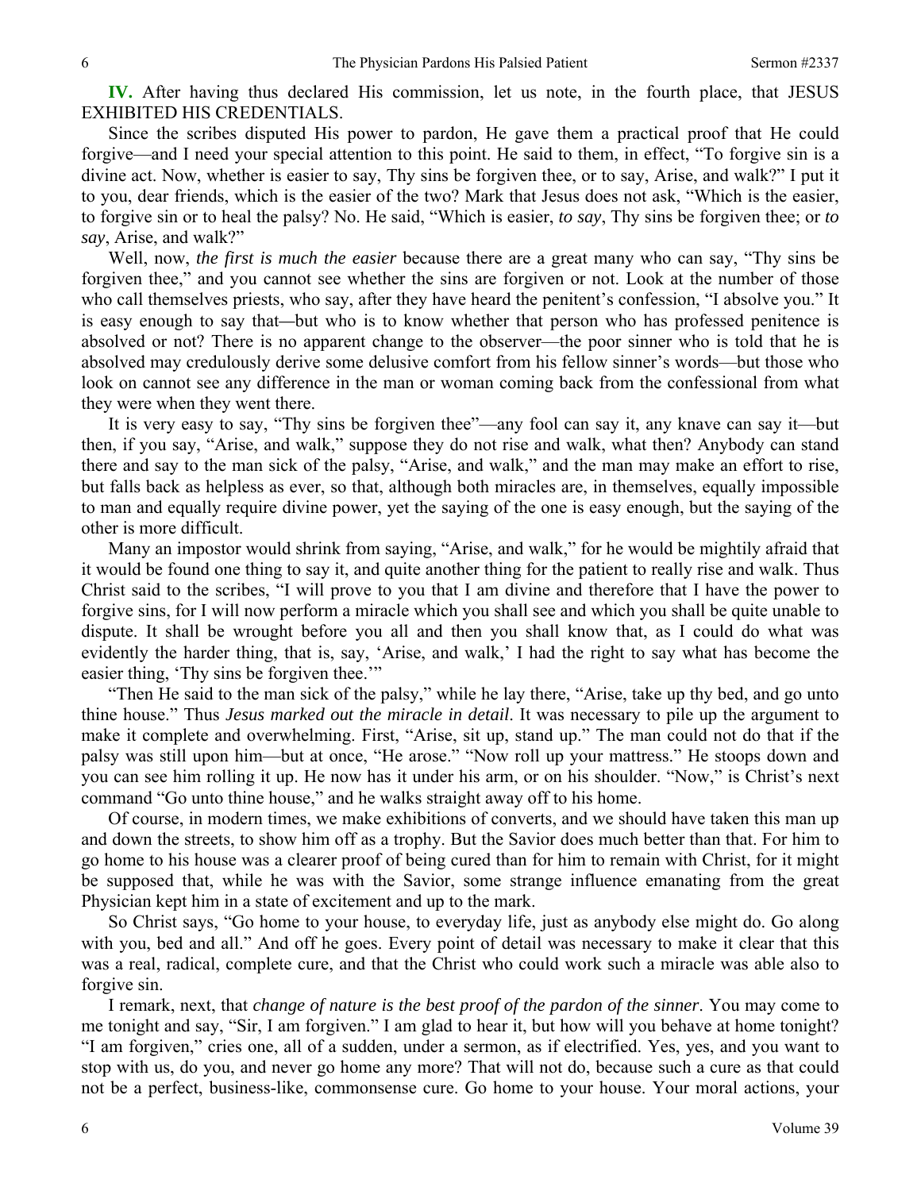**IV.** After having thus declared His commission, let us note, in the fourth place, that JESUS EXHIBITED HIS CREDENTIALS.

Since the scribes disputed His power to pardon, He gave them a practical proof that He could forgive—and I need your special attention to this point. He said to them, in effect, "To forgive sin is a divine act. Now, whether is easier to say, Thy sins be forgiven thee, or to say, Arise, and walk?" I put it to you, dear friends, which is the easier of the two? Mark that Jesus does not ask, "Which is the easier, to forgive sin or to heal the palsy? No. He said, "Which is easier, *to say*, Thy sins be forgiven thee; or *to say*, Arise, and walk?"

Well, now, *the first is much the easier* because there are a great many who can say, "Thy sins be forgiven thee," and you cannot see whether the sins are forgiven or not. Look at the number of those who call themselves priests, who say, after they have heard the penitent's confession, "I absolve you." It is easy enough to say that—but who is to know whether that person who has professed penitence is absolved or not? There is no apparent change to the observer—the poor sinner who is told that he is absolved may credulously derive some delusive comfort from his fellow sinner's words—but those who look on cannot see any difference in the man or woman coming back from the confessional from what they were when they went there.

It is very easy to say, "Thy sins be forgiven thee"—any fool can say it, any knave can say it—but then, if you say, "Arise, and walk," suppose they do not rise and walk, what then? Anybody can stand there and say to the man sick of the palsy, "Arise, and walk," and the man may make an effort to rise, but falls back as helpless as ever, so that, although both miracles are, in themselves, equally impossible to man and equally require divine power, yet the saying of the one is easy enough, but the saying of the other is more difficult.

Many an impostor would shrink from saying, "Arise, and walk," for he would be mightily afraid that it would be found one thing to say it, and quite another thing for the patient to really rise and walk. Thus Christ said to the scribes, "I will prove to you that I am divine and therefore that I have the power to forgive sins, for I will now perform a miracle which you shall see and which you shall be quite unable to dispute. It shall be wrought before you all and then you shall know that, as I could do what was evidently the harder thing, that is, say, 'Arise, and walk,' I had the right to say what has become the easier thing, 'Thy sins be forgiven thee.'"

"Then He said to the man sick of the palsy," while he lay there, "Arise, take up thy bed, and go unto thine house." Thus *Jesus marked out the miracle in detail*. It was necessary to pile up the argument to make it complete and overwhelming. First, "Arise, sit up, stand up." The man could not do that if the palsy was still upon him—but at once, "He arose." "Now roll up your mattress." He stoops down and you can see him rolling it up. He now has it under his arm, or on his shoulder. "Now," is Christ's next command "Go unto thine house," and he walks straight away off to his home.

Of course, in modern times, we make exhibitions of converts, and we should have taken this man up and down the streets, to show him off as a trophy. But the Savior does much better than that. For him to go home to his house was a clearer proof of being cured than for him to remain with Christ, for it might be supposed that, while he was with the Savior, some strange influence emanating from the great Physician kept him in a state of excitement and up to the mark.

So Christ says, "Go home to your house, to everyday life, just as anybody else might do. Go along with you, bed and all." And off he goes. Every point of detail was necessary to make it clear that this was a real, radical, complete cure, and that the Christ who could work such a miracle was able also to forgive sin.

I remark, next, that *change of nature is the best proof of the pardon of the sinner*. You may come to me tonight and say, "Sir, I am forgiven." I am glad to hear it, but how will you behave at home tonight? "I am forgiven," cries one, all of a sudden, under a sermon, as if electrified. Yes, yes, and you want to stop with us, do you, and never go home any more? That will not do, because such a cure as that could not be a perfect, business-like, commonsense cure. Go home to your house. Your moral actions, your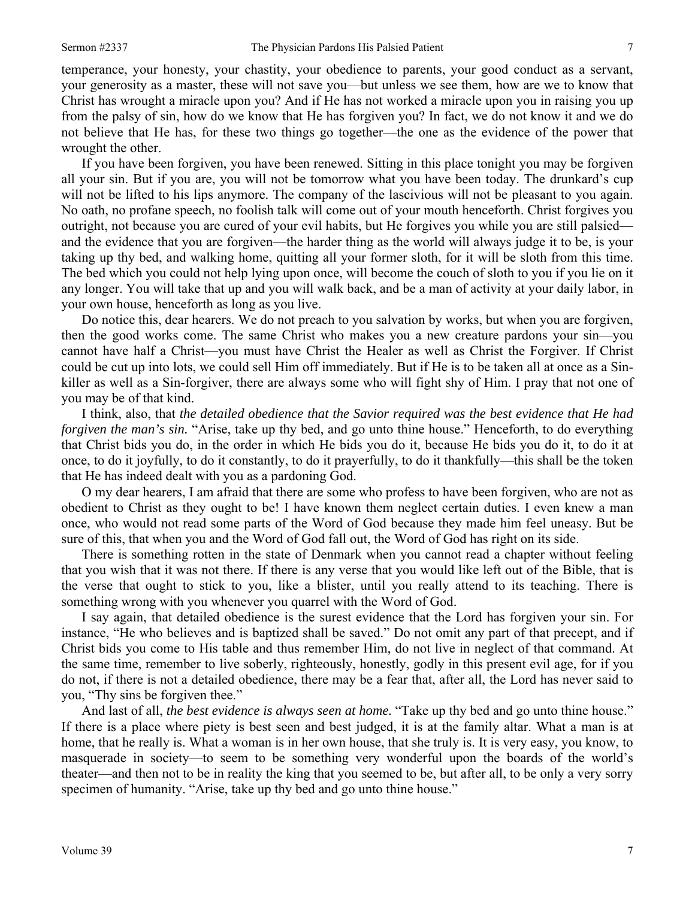temperance, your honesty, your chastity, your obedience to parents, your good conduct as a servant, your generosity as a master, these will not save you—but unless we see them, how are we to know that Christ has wrought a miracle upon you? And if He has not worked a miracle upon you in raising you up from the palsy of sin, how do we know that He has forgiven you? In fact, we do not know it and we do not believe that He has, for these two things go together—the one as the evidence of the power that wrought the other.

If you have been forgiven, you have been renewed. Sitting in this place tonight you may be forgiven all your sin. But if you are, you will not be tomorrow what you have been today. The drunkard's cup will not be lifted to his lips anymore. The company of the lascivious will not be pleasant to you again. No oath, no profane speech, no foolish talk will come out of your mouth henceforth. Christ forgives you outright, not because you are cured of your evil habits, but He forgives you while you are still palsied—and the evidence that you are forgiven—the harder thing as the world will always judge it to be, is your taking up thy bed, and walking home, quitting all your former sloth, for it will be sloth from this time. The bed which you could not help lying upon once, will become the couch of sloth to you if you lie on it any longer. You will take that up and you will walk back, and be a man of activity at your daily labor, in your own house, henceforth as long as you live.

Do notice this, dear hearers. We do not preach to you salvation by works, but when you are forgiven, then the good works come. The same Christ who makes you a new creature pardons your sin—you cannot have half a Christ—you must have Christ the Healer as well as Christ the Forgiver. If Christ could be cut up into lots, we could sell Him off immediately. But if He is to be taken all at once as a Sin-killer as well as a Sin-forgiver, there are always some who will fight shy of Him. I pray that not one of you may be of that kind.

I think, also, that *the detailed obedience that the Savior required was the best evidence that He had forgiven the man's sin.* "Arise, take up thy bed, and go unto thine house." Henceforth, to do everything that Christ bids you do, in the order in which He bids you do it, because He bids you do it, to do it at once, to do it joyfully, to do it constantly, to do it prayerfully, to do it thankfully—this shall be the token that He has indeed dealt with you as a pardoning God.

O my dear hearers, I am afraid that there are some who profess to have been forgiven, who are not as obedient to Christ as they ought to be! I have known them neglect certain duties. I even knew a man once, who would not read some parts of the Word of God because they made him feel uneasy. But be sure of this, that when you and the Word of God fall out, the Word of God has right on its side.

There is something rotten in the state of Denmark when you cannot read a chapter without feeling that you wish that it was not there. If there is any verse that you would like left out of the Bible, that is the verse that ought to stick to you, like a blister, until you really attend to its teaching. There is something wrong with you whenever you quarrel with the Word of God.

I say again, that detailed obedience is the surest evidence that the Lord has forgiven your sin. For instance, "He who believes and is baptized shall be saved." Do not omit any part of that precept, and if Christ bids you come to His table and thus remember Him, do not live in neglect of that command. At the same time, remember to live soberly, righteously, honestly, godly in this present evil age, for if you do not, if there is not a detailed obedience, there may be a fear that, after all, the Lord has never said to you, "Thy sins be forgiven thee."

And last of all, *the best evidence is always seen at home.* "Take up thy bed and go unto thine house." If there is a place where piety is best seen and best judged, it is at the family altar. What a man is at home, that he really is. What a woman is in her own house, that she truly is. It is very easy, you know, to masquerade in society—to seem to be something very wonderful upon the boards of the world's theater—and then not to be in reality the king that you seemed to be, but after all, to be only a very sorry specimen of humanity. "Arise, take up thy bed and go unto thine house."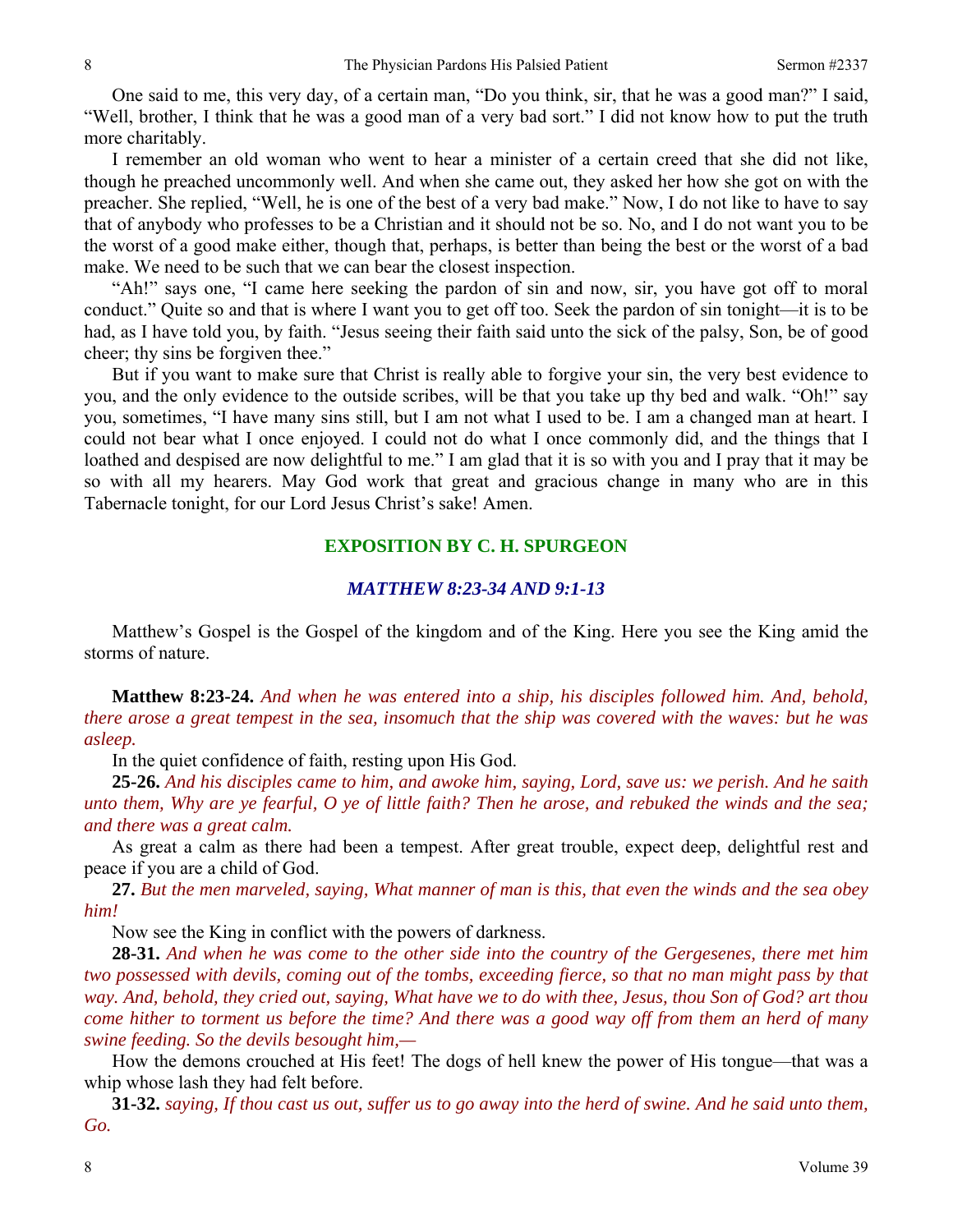One said to me, this very day, of a certain man, "Do you think, sir, that he was a good man?" I said, "Well, brother, I think that he was a good man of a very bad sort." I did not know how to put the truth more charitably.

I remember an old woman who went to hear a minister of a certain creed that she did not like, though he preached uncommonly well. And when she came out, they asked her how she got on with the preacher. She replied, "Well, he is one of the best of a very bad make." Now, I do not like to have to say that of anybody who professes to be a Christian and it should not be so. No, and I do not want you to be the worst of a good make either, though that, perhaps, is better than being the best or the worst of a bad make. We need to be such that we can bear the closest inspection.

"Ah!" says one, "I came here seeking the pardon of sin and now, sir, you have got off to moral conduct." Quite so and that is where I want you to get off too. Seek the pardon of sin tonight—it is to be had, as I have told you, by faith. "Jesus seeing their faith said unto the sick of the palsy, Son, be of good cheer; thy sins be forgiven thee."

But if you want to make sure that Christ is really able to forgive your sin, the very best evidence to you, and the only evidence to the outside scribes, will be that you take up thy bed and walk. "Oh!" say you, sometimes, "I have many sins still, but I am not what I used to be. I am a changed man at heart. I could not bear what I once enjoyed. I could not do what I once commonly did, and the things that I loathed and despised are now delightful to me." I am glad that it is so with you and I pray that it may be so with all my hearers. May God work that great and gracious change in many who are in this Tabernacle tonight, for our Lord Jesus Christ's sake! Amen.

## EXPOSITION BY C. H. SPURGEON

### *MATTHEW 8:23-34 AND 9:1-13*

Matthew's Gospel is the Gospel of the kingdom and of the King. Here you see the King amid the storms of nature.

**Matthew 8:23-24.** *And when he was entered into a ship, his disciples followed him. And, behold, there arose a great tempest in the sea, insomuch that the ship was covered with the waves: but he was asleep.*

In the quiet confidence of faith, resting upon His God.

**25-26.** *And his disciples came to him, and awoke him, saying, Lord, save us: we perish. And he saith unto them, Why are ye fearful, O ye of little faith? Then he arose, and rebuked the winds and the sea; and there was a great calm.*

As great a calm as there had been a tempest. After great trouble, expect deep, delightful rest and peace if you are a child of God.

**27.** *But the men marveled, saying, What manner of man is this, that even the winds and the sea obey him!*

Now see the King in conflict with the powers of darkness.

**28-31.** *And when he was come to the other side into the country of the Gergesenes, there met him two possessed with devils, coming out of the tombs, exceeding fierce, so that no man might pass by that way. And, behold, they cried out, saying, What have we to do with thee, Jesus, thou Son of God? art thou come hither to torment us before the time? And there was a good way off from them an herd of many swine feeding. So the devils besought him,—*

How the demons crouched at His feet! The dogs of hell knew the power of His tongue—that was a whip whose lash they had felt before.

**31-32.** *saying, If thou cast us out, suffer us to go away into the herd of swine. And he said unto them, Go.*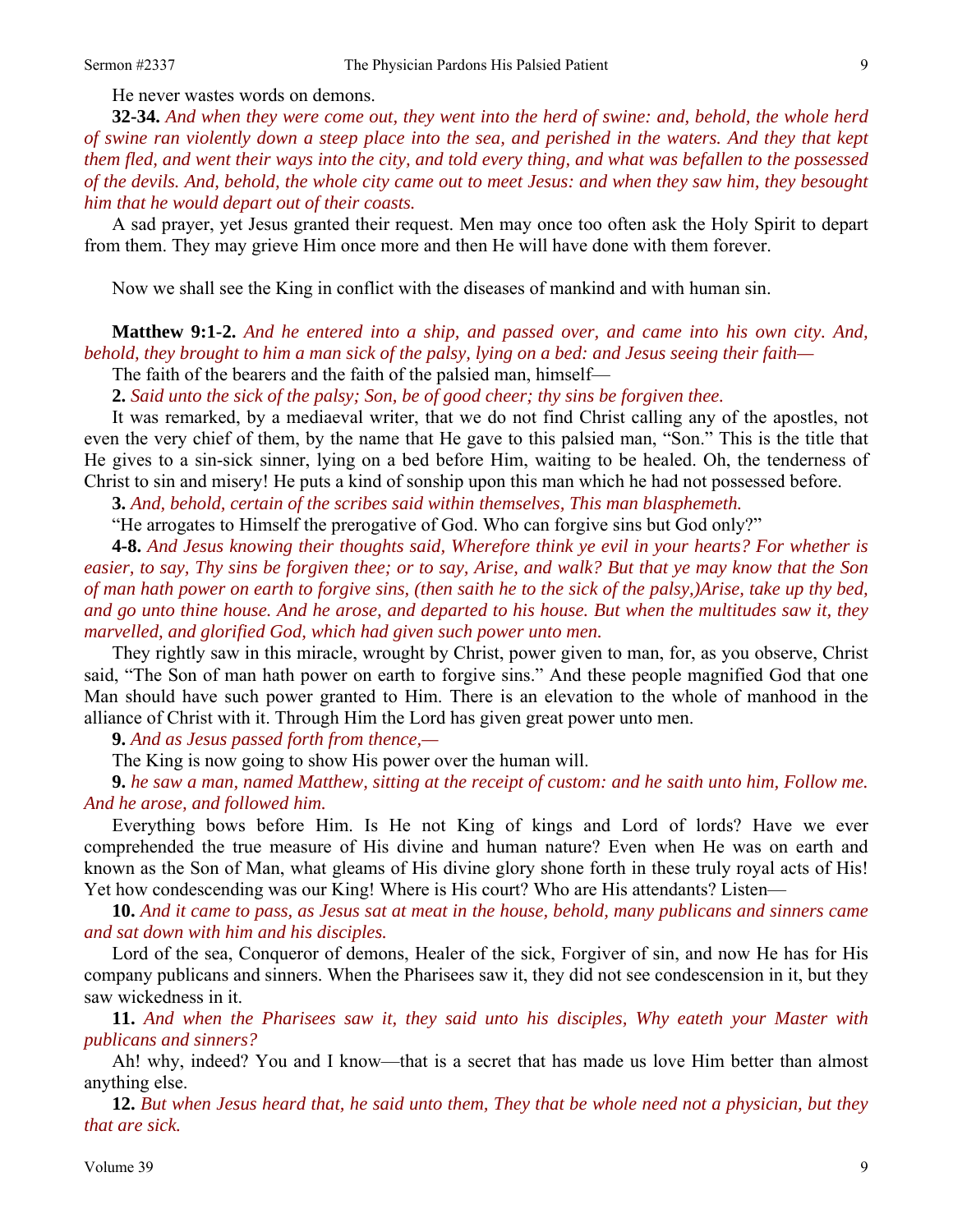He never wastes words on demons.

**32-34.** *And when they were come out, they went into the herd of swine: and, behold, the whole herd of swine ran violently down a steep place into the sea, and perished in the waters. And they that kept them fled, and went their ways into the city, and told every thing, and what was befallen to the possessed of the devils. And, behold, the whole city came out to meet Jesus: and when they saw him, they besought him that he would depart out of their coasts.*

A sad prayer, yet Jesus granted their request. Men may once too often ask the Holy Spirit to depart from them. They may grieve Him once more and then He will have done with them forever.

Now we shall see the King in conflict with the diseases of mankind and with human sin.

**Matthew 9:1-2.** *And he entered into a ship, and passed over, and came into his own city. And, behold, they brought to him a man sick of the palsy, lying on a bed: and Jesus seeing their faith—*

The faith of the bearers and the faith of the palsied man, himself—

**2.** *Said unto the sick of the palsy; Son, be of good cheer; thy sins be forgiven thee.*

It was remarked, by a mediaeval writer, that we do not find Christ calling any of the apostles, not even the very chief of them, by the name that He gave to this palsied man, "Son." This is the title that He gives to a sin-sick sinner, lying on a bed before Him, waiting to be healed. Oh, the tenderness of Christ to sin and misery! He puts a kind of sonship upon this man which he had not possessed before.

**3.** *And, behold, certain of the scribes said within themselves, This man blasphemeth.*

"He arrogates to Himself the prerogative of God. Who can forgive sins but God only?"

**4-8.** *And Jesus knowing their thoughts said, Wherefore think ye evil in your hearts? For whether is easier, to say, Thy sins be forgiven thee; or to say, Arise, and walk? But that ye may know that the Son of man hath power on earth to forgive sins, (then saith he to the sick of the palsy,)Arise, take up thy bed, and go unto thine house. And he arose, and departed to his house. But when the multitudes saw it, they marvelled, and glorified God, which had given such power unto men.*

They rightly saw in this miracle, wrought by Christ, power given to man, for, as you observe, Christ said, "The Son of man hath power on earth to forgive sins." And these people magnified God that one Man should have such power granted to Him. There is an elevation to the whole of manhood in the alliance of Christ with it. Through Him the Lord has given great power unto men.

**9.** *And as Jesus passed forth from thence,—*

The King is now going to show His power over the human will.

**9.** *he saw a man, named Matthew, sitting at the receipt of custom: and he saith unto him, Follow me. And he arose, and followed him.*

Everything bows before Him. Is He not King of kings and Lord of lords? Have we ever comprehended the true measure of His divine and human nature? Even when He was on earth and known as the Son of Man, what gleams of His divine glory shone forth in these truly royal acts of His! Yet how condescending was our King! Where is His court? Who are His attendants? Listen—

**10.** *And it came to pass, as Jesus sat at meat in the house, behold, many publicans and sinners came and sat down with him and his disciples.*

Lord of the sea, Conqueror of demons, Healer of the sick, Forgiver of sin, and now He has for His company publicans and sinners. When the Pharisees saw it, they did not see condescension in it, but they saw wickedness in it.

**11.** *And when the Pharisees saw it, they said unto his disciples, Why eateth your Master with publicans and sinners?*

Ah! why, indeed? You and I know—that is a secret that has made us love Him better than almost anything else.

**12.** *But when Jesus heard that, he said unto them, They that be whole need not a physician, but they that are sick.*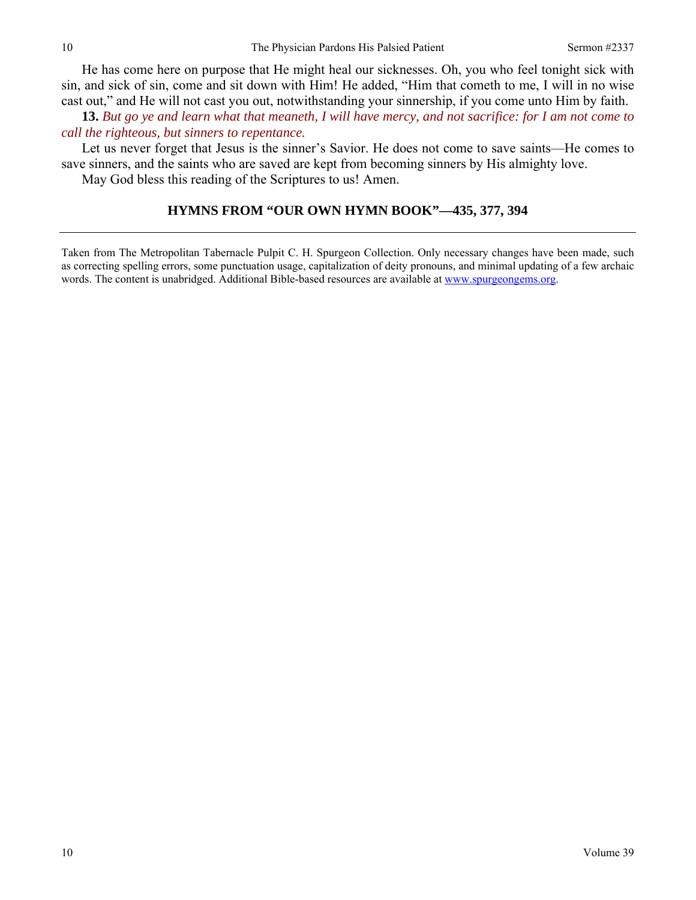He has come here on purpose that He might heal our sicknesses. Oh, you who feel tonight sick with sin, and sick of sin, come and sit down with Him! He added, "Him that cometh to me, I will in no wise cast out," and He will not cast you out, notwithstanding your sinnership, if you come unto Him by faith.

**13.** *But go ye and learn what that meaneth, I will have mercy, and not sacrifice: for I am not come to call the righteous, but sinners to repentance.*

Let us never forget that Jesus is the sinner's Savior. He does not come to save saints—He comes to save sinners, and the saints who are saved are kept from becoming sinners by His almighty love.

May God bless this reading of the Scriptures to us! Amen.

### HYMNS FROM "OUR OWN HYMN BOOK"—435, 377, 394

---

Taken from The Metropolitan Tabernacle Pulpit C. H. Spurgeon Collection. Only necessary changes have been made, such as correcting spelling errors, some punctuation usage, capitalization of deity pronouns, and minimal updating of a few archaic words. The content is unabridged. Additional Bible-based resources are available at www.spurgeongems.org.